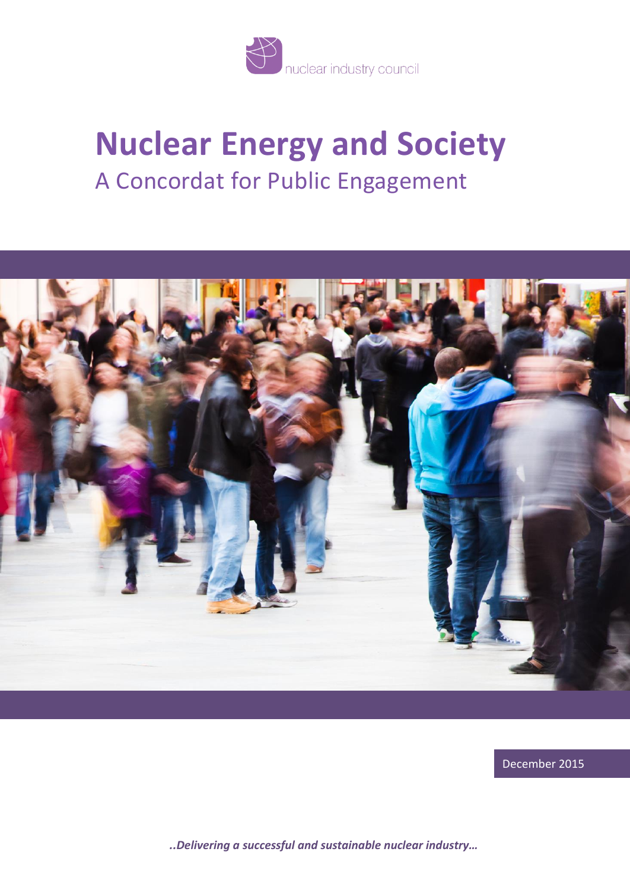nuclear industry council

# Nuclear Energy and Society

## A Concordat for Public Engagement

December 2015

*..Delivering a successful and sustainable nuclear industry…*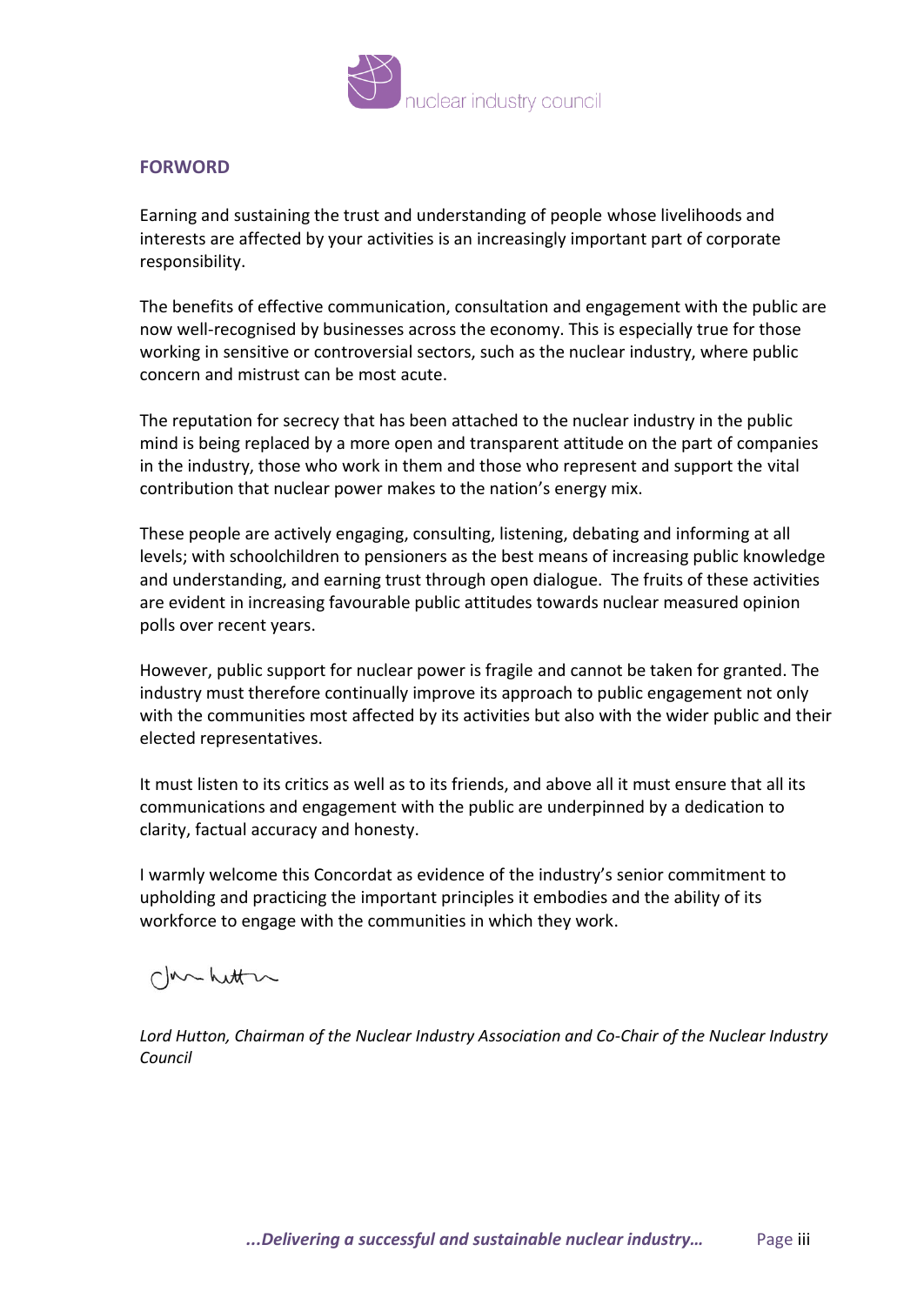## FORWORD

Earning and sustaining the trust and understanding of people whose livelihoods and interests are affected by your activities is an increasingly important part of corporate responsibility.

The benefits of effective communication, consultation and engagement with the public are now well-recognised by businesses across the economy. This is especially true for those working in sensitive or controversial sectors, such as the nuclear industry, where public concern and mistrust can be most acute.

The reputation for secrecy that has been attached to the nuclear industry in the public mind is being replaced by a more open and transparent attitude on the part of companies in the industry, those who work in them and those who represent and support the vital contribution that nuclear power makes to the nation's energy mix.

These people are actively engaging, consulting, listening, debating and informing at all levels; with schoolchildren to pensioners as the best means of increasing public knowledge and understanding, and earning trust through open dialogue. The fruits of these activities are evident in increasing favourable public attitudes towards nuclear measured opinion polls over recent years.

However, public support for nuclear power is fragile and cannot be taken for granted. The industry must therefore continually improve its approach to public engagement not only with the communities most affected by its activities but also with the wider public and their elected representatives.

It must listen to its critics as well as to its friends, and above all it must ensure that all its communications and engagement with the public are underpinned by a dedication to clarity, factual accuracy and honesty.

I warmly welcome this Concordat as evidence of the industry's senior commitment to upholding and practicing the important principles it embodies and the ability of its workforce to engage with the communities in which they work.

*Lord Hutton, Chairman of the Nuclear Industry Association and Co-Chair of the Nuclear Industry Council*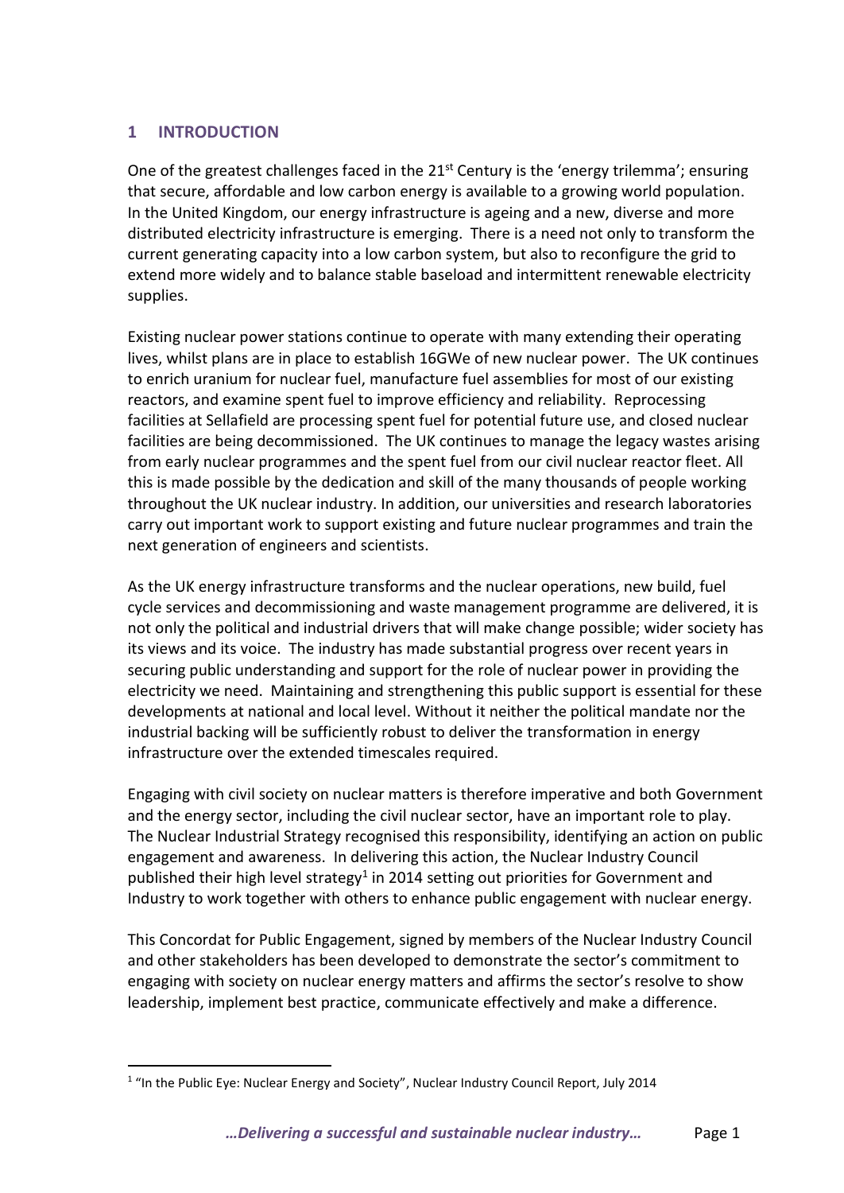## 1 INTRODUCTION

One of the greatest challenges faced in the 21st Century is the 'energy trilemma'; ensuring that secure, affordable and low carbon energy is available to a growing world population. In the United Kingdom, our energy infrastructure is ageing and a new, diverse and more distributed electricity infrastructure is emerging. There is a need not only to transform the current generating capacity into a low carbon system, but also to reconfigure the grid to extend more widely and to balance stable baseload and intermittent renewable electricity supplies.

Existing nuclear power stations continue to operate with many extending their operating lives, whilst plans are in place to establish 16GWe of new nuclear power. The UK continues to enrich uranium for nuclear fuel, manufacture fuel assemblies for most of our existing reactors, and examine spent fuel to improve efficiency and reliability. Reprocessing facilities at Sellafield are processing spent fuel for potential future use, and closed nuclear facilities are being decommissioned. The UK continues to manage the legacy wastes arising from early nuclear programmes and the spent fuel from our civil nuclear reactor fleet. All this is made possible by the dedication and skill of the many thousands of people working throughout the UK nuclear industry. In addition, our universities and research laboratories carry out important work to support existing and future nuclear programmes and train the next generation of engineers and scientists.

As the UK energy infrastructure transforms and the nuclear operations, new build, fuel cycle services and decommissioning and waste management programme are delivered, it is not only the political and industrial drivers that will make change possible; wider society has its views and its voice. The industry has made substantial progress over recent years in securing public understanding and support for the role of nuclear power in providing the electricity we need. Maintaining and strengthening this public support is essential for these developments at national and local level. Without it neither the political mandate nor the industrial backing will be sufficiently robust to deliver the transformation in energy infrastructure over the extended timescales required.

Engaging with civil society on nuclear matters is therefore imperative and both Government and the energy sector, including the civil nuclear sector, have an important role to play. The Nuclear Industrial Strategy recognised this responsibility, identifying an action on public engagement and awareness. In delivering this action, the Nuclear Industry Council published their high level strategy[1] in 2014 setting out priorities for Government and Industry to work together with others to enhance public engagement with nuclear energy.

This Concordat for Public Engagement, signed by members of the Nuclear Industry Council and other stakeholders has been developed to demonstrate the sector's commitment to engaging with society on nuclear energy matters and affirms the sector's resolve to show leadership, implement best practice, communicate effectively and make a difference.

[1] "In the Public Eye: Nuclear Energy and Society", Nuclear Industry Council Report, July 2014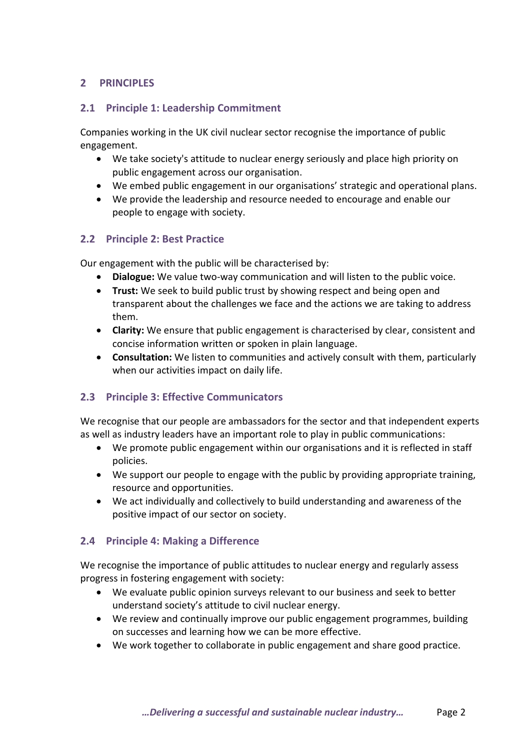## 2 PRINCIPLES

### 2.1 Principle 1: Leadership Commitment

Companies working in the UK civil nuclear sector recognise the importance of public engagement.

- We take society's attitude to nuclear energy seriously and place high priority on public engagement across our organisation.
- We embed public engagement in our organisations' strategic and operational plans.
- We provide the leadership and resource needed to encourage and enable our people to engage with society.

### 2.2 Principle 2: Best Practice

Our engagement with the public will be characterised by:

- **Dialogue:** We value two-way communication and will listen to the public voice.
- **Trust:** We seek to build public trust by showing respect and being open and transparent about the challenges we face and the actions we are taking to address them.
- **Clarity:** We ensure that public engagement is characterised by clear, consistent and concise information written or spoken in plain language.
- **Consultation:** We listen to communities and actively consult with them, particularly when our activities impact on daily life.

### 2.3 Principle 3: Effective Communicators

We recognise that our people are ambassadors for the sector and that independent experts as well as industry leaders have an important role to play in public communications:

- We promote public engagement within our organisations and it is reflected in staff policies.
- We support our people to engage with the public by providing appropriate training, resource and opportunities.
- We act individually and collectively to build understanding and awareness of the positive impact of our sector on society.

### 2.4 Principle 4: Making a Difference

We recognise the importance of public attitudes to nuclear energy and regularly assess progress in fostering engagement with society:

- We evaluate public opinion surveys relevant to our business and seek to better understand society's attitude to civil nuclear energy.
- We review and continually improve our public engagement programmes, building on successes and learning how we can be more effective.
- We work together to collaborate in public engagement and share good practice.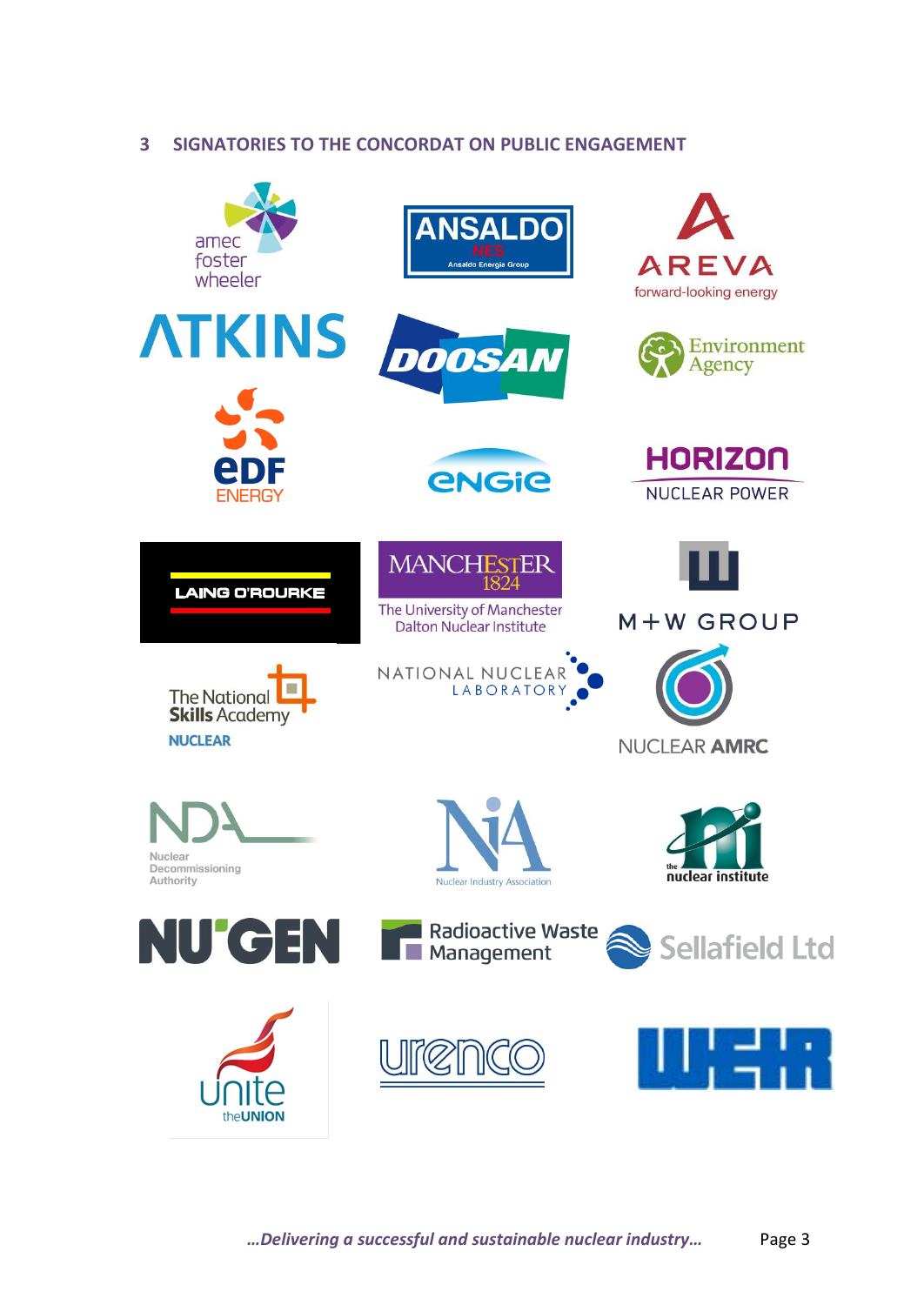## 3 SIGNATORIES TO THE CONCORDAT ON PUBLIC ENGAGEMENT

amec foster wheeler

ANSALDO NES Ansaldo Energia Group

AREVA forward-looking energy

ATKINS

DOOSAN

Environment Agency

EDF ENERGY

ENGIE

HORIZON NUCLEAR POWER

LAING O'ROURKE

MANCHESTER 1824 The University of Manchester Dalton Nuclear Institute

M+W GROUP

The National Skills Academy NUCLEAR

NATIONAL NUCLEAR LABORATORY

NUCLEAR AMRC

NDA Nuclear Decommissioning Authority

NIA Nuclear Industry Association

the nuclear institute

NU'GEN

Radioactive Waste Management

Sellafield Ltd

Unite the UNION

urenco

WEHR

*...Delivering a successful and sustainable nuclear industry...*